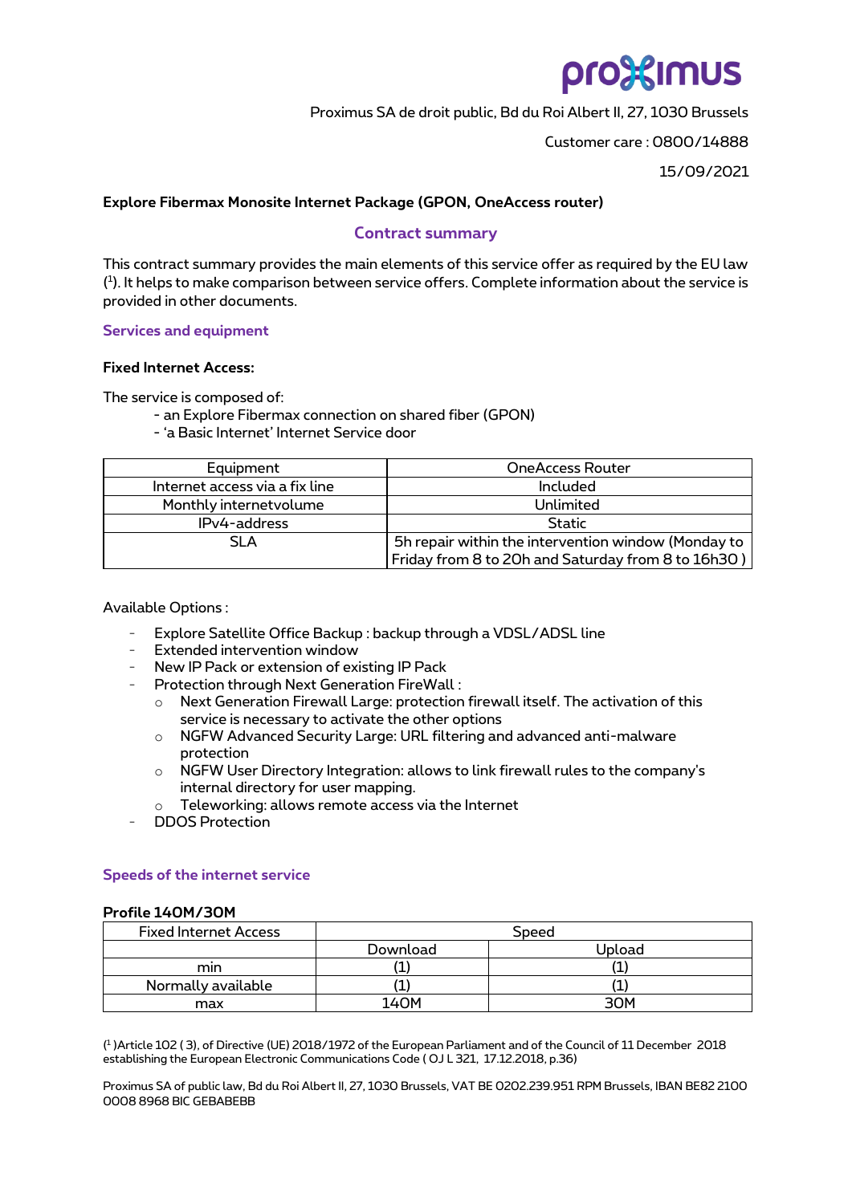proximus

Proximus SA de droit public, Bd du Roi Albert II, 27, 1030 Brussels

Customer care : 0800/14888

15/09/2021

**Explore Fibermax Monosite Internet Package (GPON, OneAccess router)**

## Contract summary

This contract summary provides the main elements of this service offer as required by the EU law ([1]). It helps to make comparison between service offers. Complete information about the service is provided in other documents.

### Services and equipment

**Fixed Internet Access:**

The service is composed of:

- an Explore Fibermax connection on shared fiber (GPON)
- 'a Basic Internet' Internet Service door

| Equipment | OneAccess Router |
|---|---|
| Internet access via a fix line | Included |
| Monthly internetvolume | Unlimited |
| IPv4-address | Static |
| SLA | 5h repair within the intervention window (Monday to Friday from 8 to 20h and Saturday from 8 to 16h30 ) |

Available Options :

- Explore Satellite Office Backup : backup through a VDSL/ADSL line
- Extended intervention window
- New IP Pack or extension of existing IP Pack
- Protection through Next Generation FireWall :
  - Next Generation Firewall Large: protection firewall itself. The activation of this service is necessary to activate the other options
  - NGFW Advanced Security Large: URL filtering and advanced anti-malware protection
  - NGFW User Directory Integration: allows to link firewall rules to the company's internal directory for user mapping.
  - Teleworking: allows remote access via the Internet
- DDOS Protection

### Speeds of the internet service

**Profile 140M/30M**

| Fixed Internet Access | Speed | |
|---|---|---|
| | Download | Upload |
| min | (1) | (1) |
| Normally available | (1) | (1) |
| max | 140M | 30M |

([1] )Article 102 ( 3), of Directive (UE) 2018/1972 of the European Parliament and of the Council of 11 December 2018 establishing the European Electronic Communications Code ( OJ L 321, 17.12.2018, p.36)

Proximus SA of public law, Bd du Roi Albert II, 27, 1030 Brussels, VAT BE 0202.239.951 RPM Brussels, IBAN BE82 2100 0008 8968 BIC GEBABEBB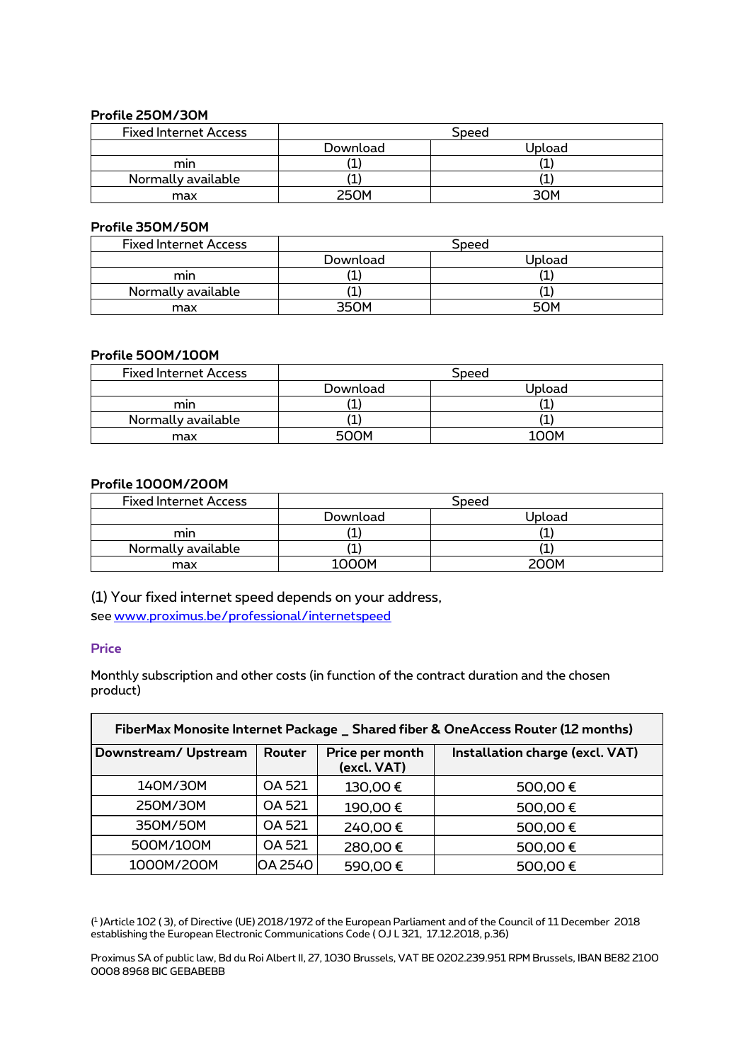### Profile 250M/30M

| Fixed Internet Access | Speed | |
|---|---|---|
| | Download | Upload |
| min | (1) | (1) |
| Normally available | (1) | (1) |
| max | 250M | 30M |

### Profile 350M/50M

| Fixed Internet Access | Speed | |
|---|---|---|
| | Download | Upload |
| min | (1) | (1) |
| Normally available | (1) | (1) |
| max | 350M | 50M |

### Profile 500M/100M

| Fixed Internet Access | Speed | |
|---|---|---|
| | Download | Upload |
| min | (1) | (1) |
| Normally available | (1) | (1) |
| max | 500M | 100M |

### Profile 1000M/200M

| Fixed Internet Access | Speed | |
|---|---|---|
| | Download | Upload |
| min | (1) | (1) |
| Normally available | (1) | (1) |
| max | 1000M | 200M |

(1) Your fixed internet speed depends on your address,
see www.proximus.be/professional/internetspeed

## Price

Monthly subscription and other costs (in function of the contract duration and the chosen product)

| FiberMax Monosite Internet Package _ Shared fiber & OneAccess Router (12 months) | | | |
|---|---|---|---|
| **Downstream/ Upstream** | **Router** | **Price per month (excl. VAT)** | **Installation charge (excl. VAT)** |
| 140M/30M | OA 521 | 130,00 € | 500,00 € |
| 250M/30M | OA 521 | 190,00 € | 500,00 € |
| 350M/50M | OA 521 | 240,00 € | 500,00 € |
| 500M/100M | OA 521 | 280,00 € | 500,00 € |
| 1000M/200M | OA 2540 | 590,00 € | 500,00 € |

([1] )Article 102 ( 3), of Directive (UE) 2018/1972 of the European Parliament and of the Council of 11 December 2018 establishing the European Electronic Communications Code ( OJ L 321, 17.12.2018, p.36)

Proximus SA of public law, Bd du Roi Albert II, 27, 1030 Brussels, VAT BE 0202.239.951 RPM Brussels, IBAN BE82 2100 0008 8968 BIC GEBABEBB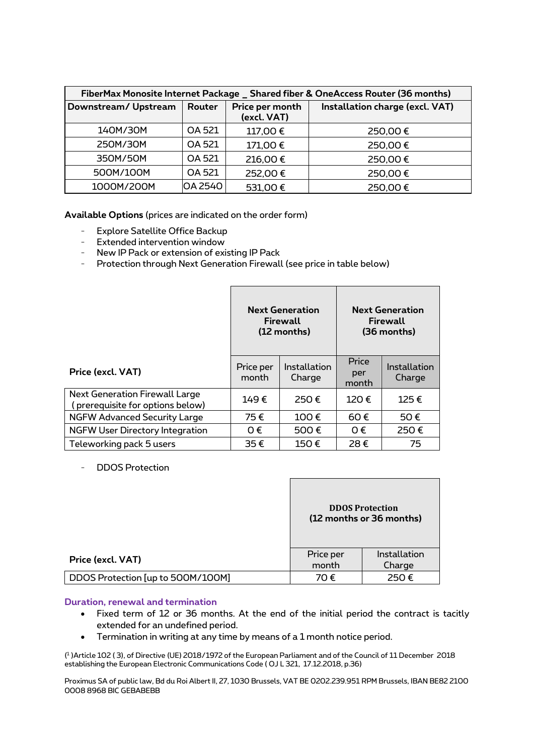| FiberMax Monosite Internet Package _ Shared fiber & OneAccess Router (36 months) | | | |
|---|---|---|---|
| **Downstream/ Upstream** | **Router** | **Price per month (excl. VAT)** | **Installation charge (excl. VAT)** |
| 140M/30M | OA 521 | 117,00 € | 250,00 € |
| 250M/30M | OA 521 | 171,00 € | 250,00 € |
| 350M/50M | OA 521 | 216,00 € | 250,00 € |
| 500M/100M | OA 521 | 252,00 € | 250,00 € |
| 1000M/200M | OA 2540 | 531,00 € | 250,00 € |

**Available Options** (prices are indicated on the order form)

- Explore Satellite Office Backup
- Extended intervention window
- New IP Pack or extension of existing IP Pack
- Protection through Next Generation Firewall (see price in table below)

| | **Next Generation Firewall (12 months)** | | **Next Generation Firewall (36 months)** | |
|---|---|---|---|---|
| **Price (excl. VAT)** | Price per month | Installation Charge | Price per month | Installation Charge |
| Next Generation Firewall Large ( prerequisite for options below) | 149 € | 250 € | 120 € | 125 € |
| NGFW Advanced Security Large | 75 € | 100 € | 60 € | 50 € |
| NGFW User Directory Integration | 0 € | 500 € | 0 € | 250 € |
| Teleworking pack 5 users | 35 € | 150 € | 28 € | 75 |

- DDOS Protection

| | **DDOS Protection (12 months or 36 months)** | |
|---|---|---|
| **Price (excl. VAT)** | Price per month | Installation Charge |
| DDOS Protection [up to 500M/100M] | 70 € | 250 € |

## Duration, renewal and termination

- Fixed term of 12 or 36 months. At the end of the initial period the contract is tacitly extended for an undefined period.
- Termination in writing at any time by means of a 1 month notice period.

([1] )Article 102 ( 3), of Directive (UE) 2018/1972 of the European Parliament and of the Council of 11 December 2018 establishing the European Electronic Communications Code ( OJ L 321, 17.12.2018, p.36)

Proximus SA of public law, Bd du Roi Albert II, 27, 1030 Brussels, VAT BE 0202.239.951 RPM Brussels, IBAN BE82 2100 0008 8968 BIC GEBABEBB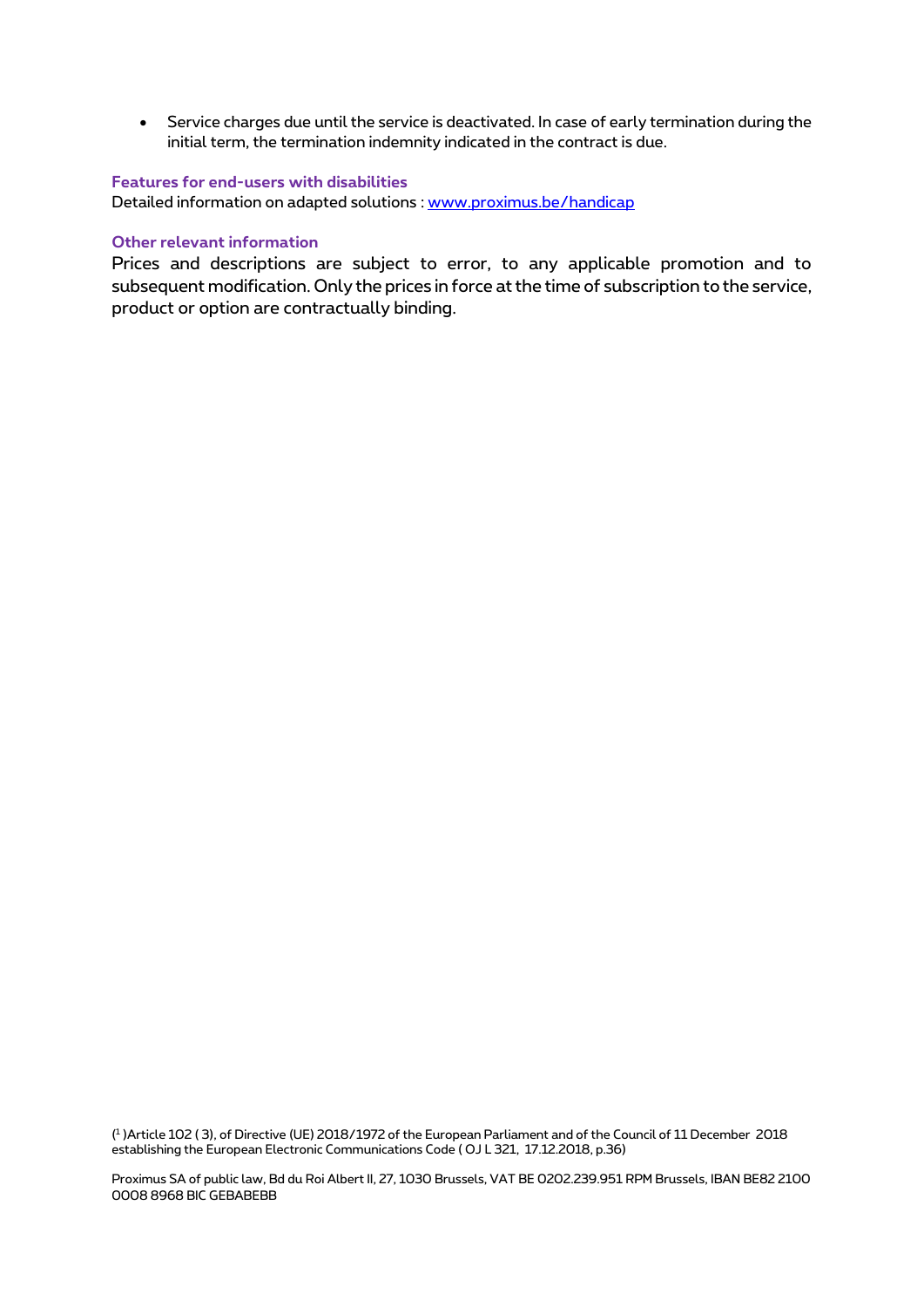- Service charges due until the service is deactivated. In case of early termination during the initial term, the termination indemnity indicated in the contract is due.

### Features for end-users with disabilities

Detailed information on adapted solutions : [www.proximus.be/handicap](http://www.proximus.be/handicap)

### Other relevant information

Prices and descriptions are subject to error, to any applicable promotion and to subsequent modification. Only the prices in force at the time of subscription to the service, product or option are contractually binding.

([1] )Article 102 ( 3), of Directive (UE) 2018/1972 of the European Parliament and of the Council of 11 December 2018 establishing the European Electronic Communications Code ( OJ L 321, 17.12.2018, p.36)

Proximus SA of public law, Bd du Roi Albert II, 27, 1030 Brussels, VAT BE 0202.239.951 RPM Brussels, IBAN BE82 2100 0008 8968 BIC GEBABEBB